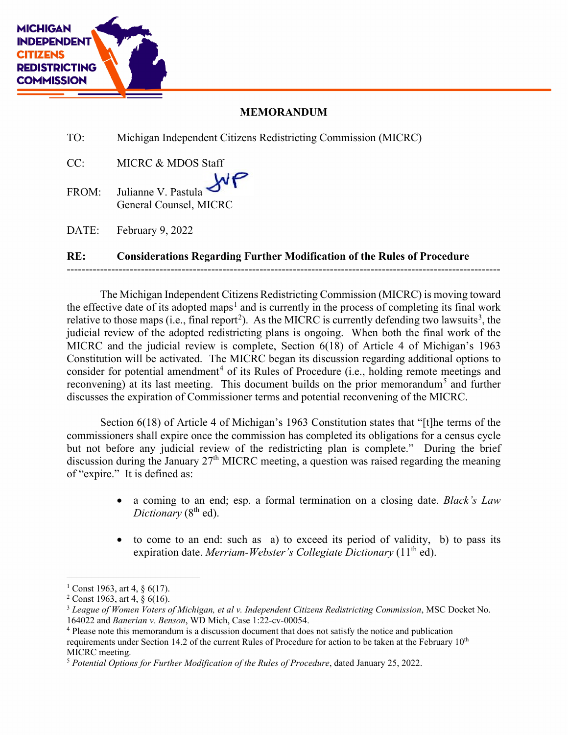**MICHIGAN INDEPENDENT CITIZENS REDISTRICTING COMMISSION**

**MEMORANDUM**

TO: Michigan Independent Citizens Redistricting Commission (MICRC)

CC: MICRC & MDOS Staff

FROM: Julianne V. Pastula
General Counsel, MICRC

DATE: February 9, 2022

**RE: Considerations Regarding Further Modification of the Rules of Procedure**

---

The Michigan Independent Citizens Redistricting Commission (MICRC) is moving toward the effective date of its adopted maps[1] and is currently in the process of completing its final work relative to those maps (i.e., final report[2]). As the MICRC is currently defending two lawsuits[3], the judicial review of the adopted redistricting plans is ongoing. When both the final work of the MICRC and the judicial review is complete, Section 6(18) of Article 4 of Michigan's 1963 Constitution will be activated. The MICRC began its discussion regarding additional options to consider for potential amendment[4] of its Rules of Procedure (i.e., holding remote meetings and reconvening) at its last meeting. This document builds on the prior memorandum[5] and further discusses the expiration of Commissioner terms and potential reconvening of the MICRC.

Section 6(18) of Article 4 of Michigan's 1963 Constitution states that "[t]he terms of the commissioners shall expire once the commission has completed its obligations for a census cycle but not before any judicial review of the redistricting plan is complete." During the brief discussion during the January 27th MICRC meeting, a question was raised regarding the meaning of "expire." It is defined as:

- a coming to an end; esp. a formal termination on a closing date. *Black's Law Dictionary* (8th ed).
- to come to an end: such as a) to exceed its period of validity, b) to pass its expiration date. *Merriam-Webster's Collegiate Dictionary* (11th ed).

---

[1] Const 1963, art 4, § 6(17).

[2] Const 1963, art 4, § 6(16).

[3] *League of Women Voters of Michigan, et al v. Independent Citizens Redistricting Commission*, MSC Docket No. 164022 and *Banerian v. Benson*, WD Mich, Case 1:22-cv-00054.

[4] Please note this memorandum is a discussion document that does not satisfy the notice and publication requirements under Section 14.2 of the current Rules of Procedure for action to be taken at the February 10th MICRC meeting.

[5] *Potential Options for Further Modification of the Rules of Procedure*, dated January 25, 2022.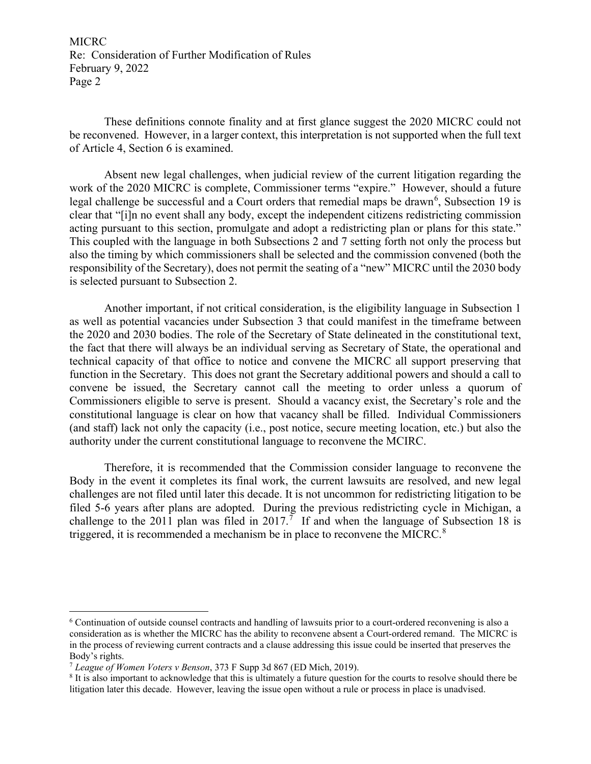These definitions connote finality and at first glance suggest the 2020 MICRC could not be reconvened. However, in a larger context, this interpretation is not supported when the full text of Article 4, Section 6 is examined.

Absent new legal challenges, when judicial review of the current litigation regarding the work of the 2020 MICRC is complete, Commissioner terms "expire." However, should a future legal challenge be successful and a Court orders that remedial maps be drawn[6], Subsection 19 is clear that "[i]n no event shall any body, except the independent citizens redistricting commission acting pursuant to this section, promulgate and adopt a redistricting plan or plans for this state." This coupled with the language in both Subsections 2 and 7 setting forth not only the process but also the timing by which commissioners shall be selected and the commission convened (both the responsibility of the Secretary), does not permit the seating of a "new" MICRC until the 2030 body is selected pursuant to Subsection 2.

Another important, if not critical consideration, is the eligibility language in Subsection 1 as well as potential vacancies under Subsection 3 that could manifest in the timeframe between the 2020 and 2030 bodies. The role of the Secretary of State delineated in the constitutional text, the fact that there will always be an individual serving as Secretary of State, the operational and technical capacity of that office to notice and convene the MICRC all support preserving that function in the Secretary. This does not grant the Secretary additional powers and should a call to convene be issued, the Secretary cannot call the meeting to order unless a quorum of Commissioners eligible to serve is present. Should a vacancy exist, the Secretary's role and the constitutional language is clear on how that vacancy shall be filled. Individual Commissioners (and staff) lack not only the capacity (i.e., post notice, secure meeting location, etc.) but also the authority under the current constitutional language to reconvene the MCIRC.

Therefore, it is recommended that the Commission consider language to reconvene the Body in the event it completes its final work, the current lawsuits are resolved, and new legal challenges are not filed until later this decade. It is not uncommon for redistricting litigation to be filed 5-6 years after plans are adopted. During the previous redistricting cycle in Michigan, a challenge to the 2011 plan was filed in 2017.[7] If and when the language of Subsection 18 is triggered, it is recommended a mechanism be in place to reconvene the MICRC.[8]

---

[6] Continuation of outside counsel contracts and handling of lawsuits prior to a court-ordered reconvening is also a consideration as is whether the MICRC has the ability to reconvene absent a Court-ordered remand. The MICRC is in the process of reviewing current contracts and a clause addressing this issue could be inserted that preserves the Body's rights.

[7] *League of Women Voters v Benson*, 373 F Supp 3d 867 (ED Mich, 2019).

[8] It is also important to acknowledge that this is ultimately a future question for the courts to resolve should there be litigation later this decade. However, leaving the issue open without a rule or process in place is unadvised.